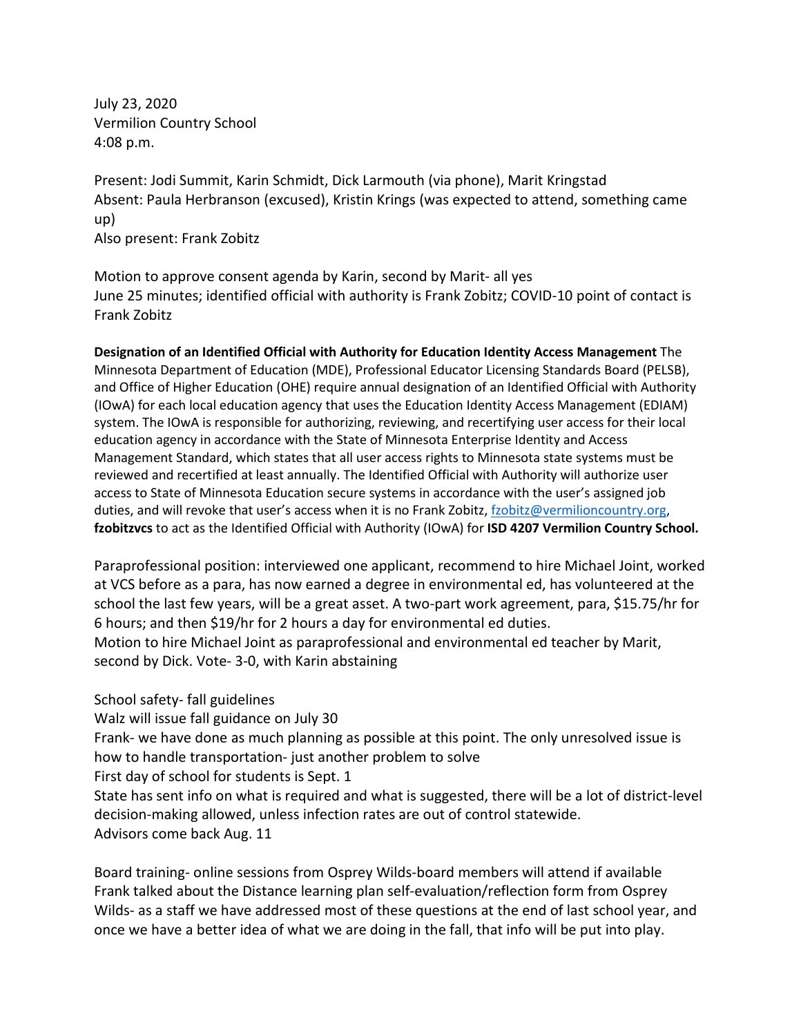July 23, 2020
Vermilion Country School
4:08 p.m.

Present: Jodi Summit, Karin Schmidt, Dick Larmouth (via phone), Marit Kringstad
Absent: Paula Herbranson (excused), Kristin Krings (was expected to attend, something came up)
Also present: Frank Zobitz

Motion to approve consent agenda by Karin, second by Marit- all yes
June 25 minutes; identified official with authority is Frank Zobitz; COVID-10 point of contact is Frank Zobitz

**Designation of an Identified Official with Authority for Education Identity Access Management** The Minnesota Department of Education (MDE), Professional Educator Licensing Standards Board (PELSB), and Office of Higher Education (OHE) require annual designation of an Identified Official with Authority (IOwA) for each local education agency that uses the Education Identity Access Management (EDIAM) system. The IOwA is responsible for authorizing, reviewing, and recertifying user access for their local education agency in accordance with the State of Minnesota Enterprise Identity and Access Management Standard, which states that all user access rights to Minnesota state systems must be reviewed and recertified at least annually. The Identified Official with Authority will authorize user access to State of Minnesota Education secure systems in accordance with the user's assigned job duties, and will revoke that user's access when it is no Frank Zobitz, fzobitz@vermilioncountry.org, **fzobitzvcs** to act as the Identified Official with Authority (IOwA) for **ISD 4207 Vermilion Country School.**

Paraprofessional position: interviewed one applicant, recommend to hire Michael Joint, worked at VCS before as a para, has now earned a degree in environmental ed, has volunteered at the school the last few years, will be a great asset. A two-part work agreement, para, $15.75/hr for 6 hours; and then $19/hr for 2 hours a day for environmental ed duties.
Motion to hire Michael Joint as paraprofessional and environmental ed teacher by Marit, second by Dick. Vote- 3-0, with Karin abstaining

School safety- fall guidelines
Walz will issue fall guidance on July 30
Frank- we have done as much planning as possible at this point. The only unresolved issue is how to handle transportation- just another problem to solve
First day of school for students is Sept. 1
State has sent info on what is required and what is suggested, there will be a lot of district-level decision-making allowed, unless infection rates are out of control statewide.
Advisors come back Aug. 11

Board training- online sessions from Osprey Wilds-board members will attend if available
Frank talked about the Distance learning plan self-evaluation/reflection form from Osprey Wilds- as a staff we have addressed most of these questions at the end of last school year, and once we have a better idea of what we are doing in the fall, that info will be put into play.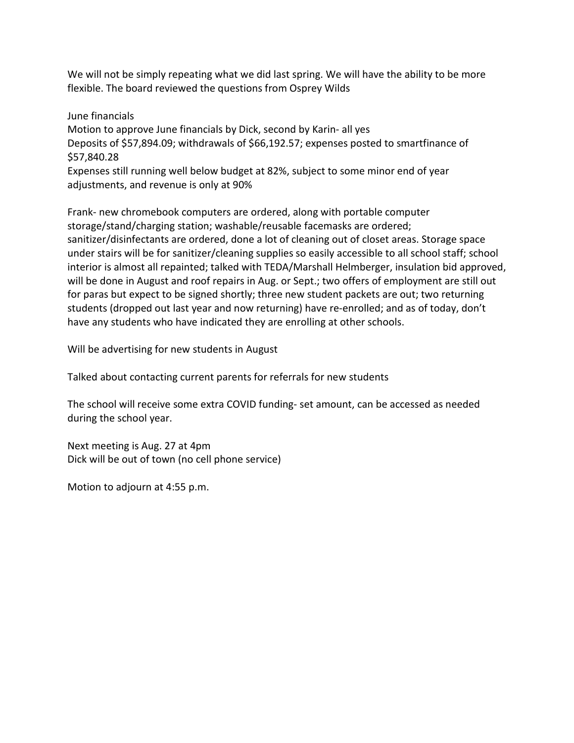We will not be simply repeating what we did last spring. We will have the ability to be more flexible. The board reviewed the questions from Osprey Wilds

June financials
Motion to approve June financials by Dick, second by Karin- all yes
Deposits of $57,894.09; withdrawals of $66,192.57; expenses posted to smartfinance of $57,840.28
Expenses still running well below budget at 82%, subject to some minor end of year adjustments, and revenue is only at 90%

Frank- new chromebook computers are ordered, along with portable computer storage/stand/charging station; washable/reusable facemasks are ordered; sanitizer/disinfectants are ordered, done a lot of cleaning out of closet areas. Storage space under stairs will be for sanitizer/cleaning supplies so easily accessible to all school staff; school interior is almost all repainted; talked with TEDA/Marshall Helmberger, insulation bid approved, will be done in August and roof repairs in Aug. or Sept.; two offers of employment are still out for paras but expect to be signed shortly; three new student packets are out; two returning students (dropped out last year and now returning) have re-enrolled; and as of today, don't have any students who have indicated they are enrolling at other schools.

Will be advertising for new students in August

Talked about contacting current parents for referrals for new students

The school will receive some extra COVID funding- set amount, can be accessed as needed during the school year.

Next meeting is Aug. 27 at 4pm
Dick will be out of town (no cell phone service)

Motion to adjourn at 4:55 p.m.